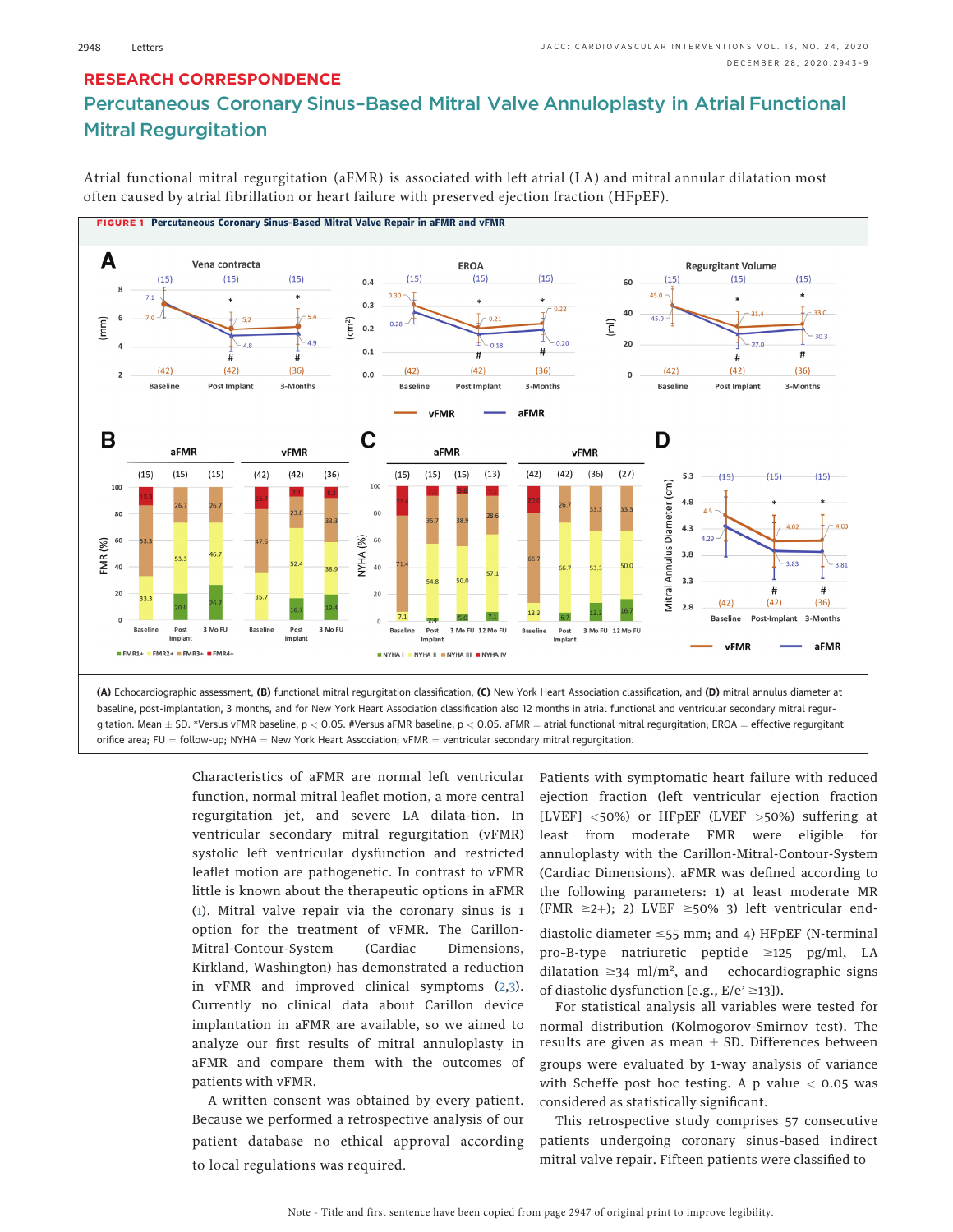## RESEARCH CORRESPONDENCE

# Percutaneous Coronary Sinus–Based Mitral Valve Annuloplasty in Atrial Functional Mitral Regurgitation

Atrial functional mitral regurgitation (aFMR) is associated with left atrial (LA) and mitral annular dilatation most often caused by atrial fibrillation or heart failure with preserved ejection fraction (HFpEF).

**FIGURE 1** Percutaneous Coronary Sinus-Based Mitral Valve Repair in aFMR and vFMR

A

Vena contracta
(mm)
(15) (15) (15)
7.1
7.0
5.2
4.8
5.4
4.9
(42) (42) (36)
Baseline Post Implant 3-Months

EROA
(cm²)
(15) (15) (15)
0.30
0.28
0.21
0.18
0.22
0.20
(42) (42) (36)
Baseline Post Implant 3-Months

Regurgitant Volume
(ml)
(15) (15) (15)
45.0
45.0
31.4
27.0
33.0
30.3
(42) (42) (36)
Baseline Post Implant 3-Months

vFMR aFMR

B

aFMR: (15) (15) (15) — Baseline, Post Implant, 3 Mo FU
vFMR: (42) (42) (36) — Baseline, Post Implant, 3 Mo FU
FMR (%)
FMR1+ FMR2+ FMR3+ FMR4+

C

aFMR: (15) (15) (15) (13) — Baseline, Post Implant, 3 Mo FU, 12 Mo FU
vFMR: (42) (42) (36) (27) — Baseline, Post Implant, 3 Mo FU, 12 Mo FU
NYHA (%)
NYHA I NYHA II NYHA III NYHA IV

D

Mitral Annulus Diameter (cm)
(15) (15) (15)
4.5
4.29
4.02
3.83
4.03
3.81
(42) (42) (36)
Baseline Post-Implant 3-Months

vFMR aFMR

**(A)** Echocardiographic assessment, **(B)** functional mitral regurgitation classification, **(C)** New York Heart Association classification, and **(D)** mitral annulus diameter at baseline, post-implantation, 3 months, and for New York Heart Association classification also 12 months in atrial functional and ventricular secondary mitral regurgitation. Mean ± SD. *Versus vFMR baseline, $p < 0.05$. #Versus aFMR baseline, $p < 0.05$. aFMR = atrial functional mitral regurgitation; EROA = effective regurgitant orifice area; FU = follow-up; NYHA = New York Heart Association; vFMR = ventricular secondary mitral regurgitation.

Characteristics of aFMR are normal left ventricular function, normal mitral leaflet motion, a more central regurgitation jet, and severe LA dilata-tion. In ventricular secondary mitral regurgitation (vFMR) systolic left ventricular dysfunction and restricted leaflet motion are pathogenetic. In contrast to vFMR little is known about the therapeutic options in aFMR (1). Mitral valve repair via the coronary sinus is 1 option for the treatment of vFMR. The Carillon-Mitral-Contour-System (Cardiac Dimensions, Kirkland, Washington) has demonstrated a reduction in vFMR and improved clinical symptoms (2,3). Currently no clinical data about Carillon device implantation in aFMR are available, so we aimed to analyze our first results of mitral annuloplasty in aFMR and compare them with the outcomes of patients with vFMR.

A written consent was obtained by every patient. Because we performed a retrospective analysis of our patient database no ethical approval according to local regulations was required.

Patients with symptomatic heart failure with reduced ejection fraction (left ventricular ejection fraction [LVEF] <50%) or HFpEF (LVEF >50%) suffering at least from moderate FMR were eligible for annuloplasty with the Carillon-Mitral-Contour-System (Cardiac Dimensions). aFMR was defined according to the following parameters: 1) at least moderate MR (FMR ≥2+); 2) LVEF ≥50% 3) left ventricular end-diastolic diameter ≤55 mm; and 4) HFpEF (N-terminal pro-B-type natriuretic peptide ≥125 pg/ml, LA dilatation ≥34 ml/m², and echocardiographic signs of diastolic dysfunction [e.g., E/e' ≥13]).

For statistical analysis all variables were tested for normal distribution (Kolmogorov-Smirnov test). The results are given as mean ± SD. Differences between groups were evaluated by 1-way analysis of variance with Scheffe post hoc testing. A p value < 0.05 was considered as statistically significant.

This retrospective study comprises 57 consecutive patients undergoing coronary sinus-based indirect mitral valve repair. Fifteen patients were classified to

Note - Title and first sentence have been copied from page 2947 of original print to improve legibility.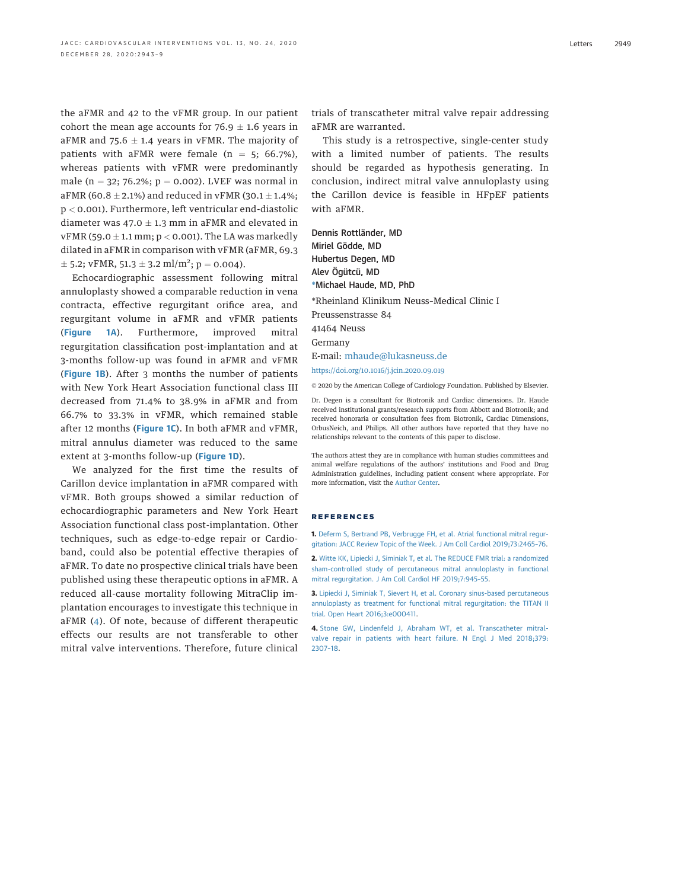the aFMR and 42 to the vFMR group. In our patient cohort the mean age accounts for $76.9 \pm 1.6$ years in aFMR and $75.6 \pm 1.4$ years in vFMR. The majority of patients with aFMR were female (n = 5; 66.7%), whereas patients with vFMR were predominantly male (n = 32; 76.2%; $p = 0.002$). LVEF was normal in aFMR ($60.8 \pm 2.1$%) and reduced in vFMR ($30.1 \pm 1.4$%; $p < 0.001$). Furthermore, left ventricular end-diastolic diameter was $47.0 \pm 1.3$ mm in aFMR and elevated in vFMR ($59.0 \pm 1.1$ mm; $p < 0.001$). The LA was markedly dilated in aFMR in comparison with vFMR (aFMR, $69.3 \pm 5.2$; vFMR, $51.3 \pm 3.2$ ml/m$^2$; $p = 0.004$).

Echocardiographic assessment following mitral annuloplasty showed a comparable reduction in vena contracta, effective regurgitant orifice area, and regurgitant volume in aFMR and vFMR patients (Figure 1A). Furthermore, improved mitral regurgitation classification post-implantation and at 3-months follow-up was found in aFMR and vFMR (Figure 1B). After 3 months the number of patients with New York Heart Association functional class III decreased from 71.4% to 38.9% in aFMR and from 66.7% to 33.3% in vFMR, which remained stable after 12 months (Figure 1C). In both aFMR and vFMR, mitral annulus diameter was reduced to the same extent at 3-months follow-up (Figure 1D).

We analyzed for the first time the results of Carillon device implantation in aFMR compared with vFMR. Both groups showed a similar reduction of echocardiographic parameters and New York Heart Association functional class post-implantation. Other techniques, such as edge-to-edge repair or Cardioband, could also be potential effective therapies of aFMR. To date no prospective clinical trials have been published using these therapeutic options in aFMR. A reduced all-cause mortality following MitraClip implantation encourages to investigate this technique in aFMR (4). Of note, because of different therapeutic effects our results are not transferable to other mitral valve interventions. Therefore, future clinical trials of transcatheter mitral valve repair addressing aFMR are warranted.

This study is a retrospective, single-center study with a limited number of patients. The results should be regarded as hypothesis generating. In conclusion, indirect mitral valve annuloplasty using the Carillon device is feasible in HFpEF patients with aFMR.

**Dennis Rottländer, MD**
**Miriel Gödde, MD**
**Hubertus Degen, MD**
**Alev Ögütcü, MD**
***Michael Haude, MD, PhD**

*Rheinland Klinikum Neuss-Medical Clinic I
Preussenstrasse 84
41464 Neuss
Germany
E-mail: mhaude@lukasneuss.de

https://doi.org/10.1016/j.jcin.2020.09.019

© 2020 by the American College of Cardiology Foundation. Published by Elsevier.

Dr. Degen is a consultant for Biotronik and Cardiac dimensions. Dr. Haude received institutional grants/research supports from Abbott and Biotronik; and received honoraria or consultation fees from Biotronik, Cardiac Dimensions, OrbusNeich, and Philips. All other authors have reported that they have no relationships relevant to the contents of this paper to disclose.

The authors attest they are in compliance with human studies committees and animal welfare regulations of the authors' institutions and Food and Drug Administration guidelines, including patient consent where appropriate. For more information, visit the Author Center.

## REFERENCES

**1.** Deferm S, Bertrand PB, Verbrugge FH, et al. Atrial functional mitral regurgitation: JACC Review Topic of the Week. J Am Coll Cardiol 2019;73:2465–76.

**2.** Witte KK, Lipiecki J, Siminiak T, et al. The REDUCE FMR trial: a randomized sham-controlled study of percutaneous mitral annuloplasty in functional mitral regurgitation. J Am Coll Cardiol HF 2019;7:945–55.

**3.** Lipiecki J, Siminiak T, Sievert H, et al. Coronary sinus-based percutaneous annuloplasty as treatment for functional mitral regurgitation: the TITAN II trial. Open Heart 2016;3:e000411.

**4.** Stone GW, Lindenfeld J, Abraham WT, et al. Transcatheter mitral-valve repair in patients with heart failure. N Engl J Med 2018;379:2307–18.